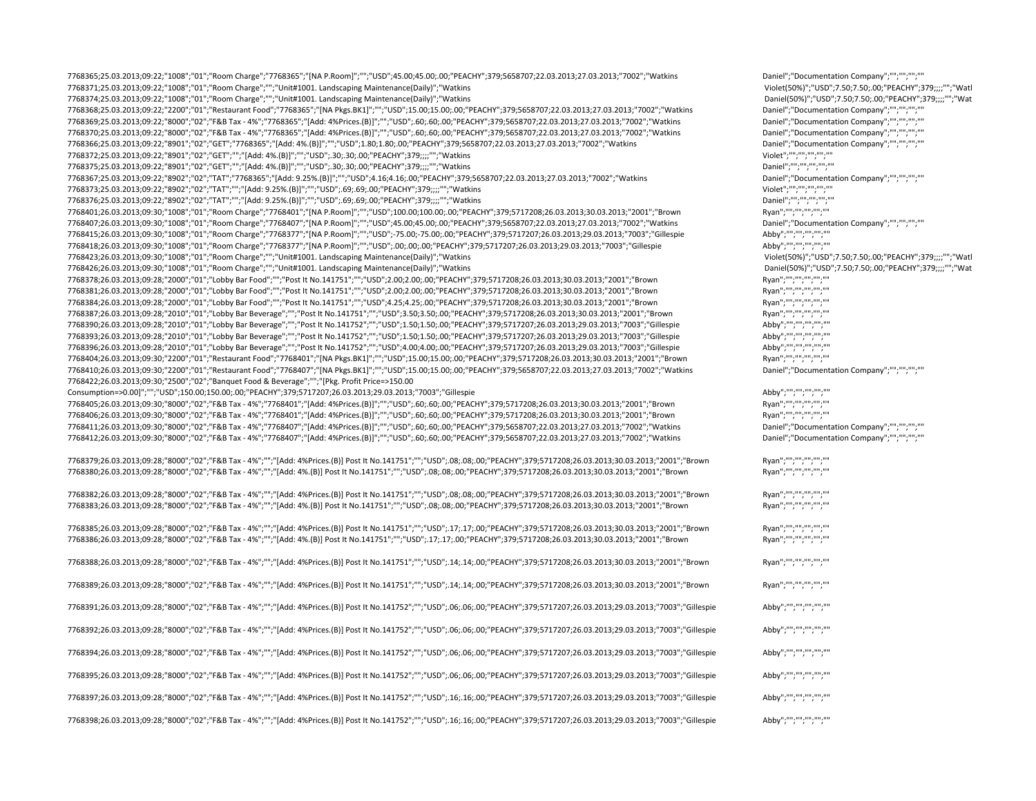```
7768365;25.03.2013;09:22;"1008";"01";"Room Charge";"7768365";"[NA P.Room]";"";"USD";45.00;45.00;.00;"PEACHY";379;5658707;22.03.2013;27.03.2013;"7002";"Watkins          Daniel";"Documentation Company";"";"";"";""
7768371;25.03.2013;09:22;"1008";"01";"Room Charge";"";"Unit#1001. Landscaping Maintenance(Daily)";"Watkins          Violet(50%)";"USD";7.50;7.50;.00;"PEACHY";379;;;;"";"Watl
7768374;25.03.2013;09:22;"1008";"01";"Room Charge";"";"Unit#1001. Landscaping Maintenance(Daily)";"Watkins          Daniel(50%)";"USD";7.50;7.50;.00;"PEACHY";379;;;;"";"Wat
7768368;25.03.2013;09:22;"2200";"01";"Restaurant Food";"7768365";"[NA Pkgs.BK1]";"";"USD";15.00;15.00;.00;"PEACHY";379;5658707;22.03.2013;27.03.2013;"7002";"Watkins          Daniel";"Documentation Company";"";"";"";""
7768369;25.03.2013;09:22;"8000";"02";"F&B Tax - 4%";"7768365";"[Add: 4%Prices.(B)]";"";"USD";.60;.60;.00;"PEACHY";379;5658707;22.03.2013;27.03.2013;"7002";"Watkins          Daniel";"Documentation Company";"";"";"";""
7768370;25.03.2013;09:22;"8000";"02";"F&B Tax - 4%";"7768365";"[Add: 4%Prices.(B)]";"";"USD";.60;.60;.00;"PEACHY";379;5658707;22.03.2013;27.03.2013;"7002";"Watkins          Daniel";"Documentation Company";"";"";"";""
7768366;25.03.2013;09:22;"8901";"02";"GET";"7768365";"[Add: 4%.(B)]";"";"USD";1.80;1.80;.00;"PEACHY";379;5658707;22.03.2013;27.03.2013;"7002";"Watkins          Daniel";"Documentation Company";"";"";"";""
7768372;25.03.2013;09:22;"8901";"02";"GET";"";"[Add: 4%.(B)]";"";"USD";.30;.30;.00;"PEACHY";379;;;;"";"Watkins          Violet";"";"";"";"";""
7768375;25.03.2013;09:22;"8901";"02";"GET";"";"[Add: 4%.(B)]";"";"USD";.30;.30;.00;"PEACHY";379;;;;"";"Watkins          Daniel";"";"";"";"";""
7768367;25.03.2013;09:22;"8902";"02";"TAT";"7768365";"[Add: 9.25%.(B)]";"";"USD";4.16;4.16;.00;"PEACHY";379;5658707;22.03.2013;27.03.2013;"7002";"Watkins          Daniel";"Documentation Company";"";"";"";""
7768373;25.03.2013;09:22;"8902";"02";"TAT";"";"[Add: 9.25%.(B)]";"";"USD";.69;.69;.00;"PEACHY";379;;;;"";"Watkins          Violet";"";"";"";"";""
7768376;25.03.2013;09:22;"8902";"02";"TAT";"";"[Add: 9.25%.(B)]";"";"USD";.69;.69;.00;"PEACHY";379;;;;"";"Watkins          Daniel";"";"";"";"";""
7768401;26.03.2013;09:30;"1008";"01";"Room Charge";"7768401";"[NA P.Room]";"";"USD";100.00;100.00;.00;"PEACHY";379;5717208;26.03.2013;30.03.2013;"2001";"Brown          Ryan";"";"";"";"";""
7768407;26.03.2013;09:30;"1008";"01";"Room Charge";"7768407";"[NA P.Room]";"";"USD";45.00;45.00;.00;"PEACHY";379;5658707;22.03.2013;27.03.2013;"7002";"Watkins          Daniel";"Documentation Company";"";"";"";""
7768415;26.03.2013;09:30;"1008";"01";"Room Charge";"7768377";"[NA P.Room]";"";"USD";-75.00;-75.00;.00;"PEACHY";379;5717207;26.03.2013;29.03.2013;"7003";"Gillespie          Abby";"";"";"";"";""
7768418;26.03.2013;09:30;"1008";"01";"Room Charge";"7768377";"[NA P.Room]";"";"USD";.00;.00;.00;"PEACHY";379;5717207;26.03.2013;29.03.2013;"7003";"Gillespie          Abby";"";"";"";"";""
7768423;26.03.2013;09:30;"1008";"01";"Room Charge";"";"Unit#1001. Landscaping Maintenance(Daily)";"Watkins          Violet(50%)";"USD";7.50;7.50;.00;"PEACHY";379;;;;"";"Watl
7768426;26.03.2013;09:30;"1008";"01";"Room Charge";"";"Unit#1001. Landscaping Maintenance(Daily)";"Watkins          Daniel(50%)";"USD";7.50;7.50;.00;"PEACHY";379;;;;"";"Wat
7768378;26.03.2013;09:28;"2000";"01";"Lobby Bar Food";"";"Post It No.141751";"";"USD";2.00;2.00;.00;"PEACHY";379;5717208;26.03.2013;30.03.2013;"2001";"Brown          Ryan";"";"";"";"";""
7768381;26.03.2013;09:28;"2000";"01";"Lobby Bar Food";"";"Post It No.141751";"";"USD";2.00;2.00;.00;"PEACHY";379;5717208;26.03.2013;30.03.2013;"2001";"Brown          Ryan";"";"";"";"";""
7768384;26.03.2013;09:28;"2000";"01";"Lobby Bar Food";"";"Post It No.141751";"";"USD";4.25;4.25;.00;"PEACHY";379;5717208;26.03.2013;30.03.2013;"2001";"Brown          Ryan";"";"";"";"";""
7768387;26.03.2013;09:28;"2010";"01";"Lobby Bar Beverage";"";"Post It No.141751";"";"USD";3.50;3.50;.00;"PEACHY";379;5717208;26.03.2013;30.03.2013;"2001";"Brown          Ryan";"";"";"";"";""
7768390;26.03.2013;09:28;"2010";"01";"Lobby Bar Beverage";"";"Post It No.141752";"";"USD";1.50;1.50;.00;"PEACHY";379;5717207;26.03.2013;29.03.2013;"7003";"Gillespie          Abby";"";"";"";"";""
7768393;26.03.2013;09:28;"2010";"01";"Lobby Bar Beverage";"";"Post It No.141752";"";"USD";1.50;1.50;.00;"PEACHY";379;5717207;26.03.2013;29.03.2013;"7003";"Gillespie          Abby";"";"";"";"";""
7768396;26.03.2013;09:28;"2010";"01";"Lobby Bar Beverage";"";"Post It No.141752";"";"USD";4.00;4.00;.00;"PEACHY";379;5717207;26.03.2013;29.03.2013;"7003";"Gillespie          Abby";"";"";"";"";""
7768404;26.03.2013;09:30;"2200";"01";"Restaurant Food";"7768401";"[NA Pkgs.BK1]";"";"USD";15.00;15.00;.00;"PEACHY";379;5717208;26.03.2013;30.03.2013;"2001";"Brown          Ryan";"";"";"";"";""
7768410;26.03.2013;09:30;"2200";"01";"Restaurant Food";"7768407";"[NA Pkgs.BK1]";"";"USD";15.00;15.00;.00;"PEACHY";379;5658707;22.03.2013;27.03.2013;"7002";"Watkins          Daniel";"Documentation Company";"";"";"";""
7768422;26.03.2013;09:30;"2500";"02";"Banquet Food & Beverage";"";"[Pkg. Profit Price=>150.00
Consumption=>0.00]";"";"USD";150.00;150.00;.00;"PEACHY";379;5717207;26.03.2013;29.03.2013;"7003";"Gillespie          Abby";"";"";"";"";""
7768405;26.03.2013;09:30;"8000";"02";"F&B Tax - 4%";"7768401";"[Add: 4%Prices.(B)]";"";"USD";.60;.60;.00;"PEACHY";379;5717208;26.03.2013;30.03.2013;"2001";"Brown          Ryan";"";"";"";"";""
7768406;26.03.2013;09:30;"8000";"02";"F&B Tax - 4%";"7768401";"[Add: 4%Prices.(B)]";"";"USD";.60;.60;.00;"PEACHY";379;5717208;26.03.2013;30.03.2013;"2001";"Brown          Ryan";"";"";"";"";""
7768411;26.03.2013;09:30;"8000";"02";"F&B Tax - 4%";"7768407";"[Add: 4%Prices.(B)]";"";"USD";.60;.60;.00;"PEACHY";379;5658707;22.03.2013;27.03.2013;"7002";"Watkins          Daniel";"Documentation Company";"";"";"";""
7768412;26.03.2013;09:30;"8000";"02";"F&B Tax - 4%";"7768407";"[Add: 4%Prices.(B)]";"";"USD";.60;.60;.00;"PEACHY";379;5658707;22.03.2013;27.03.2013;"7002";"Watkins          Daniel";"Documentation Company";"";"";"";""

7768379;26.03.2013;09:28;"8000";"02";"F&B Tax - 4%";"";"[Add: 4%Prices.(B)] Post It No.141751";"";"USD";.08;.08;.00;"PEACHY";379;5717208;26.03.2013;30.03.2013;"2001";"Brown          Ryan";"";"";"";"";""
7768380;26.03.2013;09:28;"8000";"02";"F&B Tax - 4%";"";"[Add: 4%.(B)] Post It No.141751";"";"USD";.08;.08;.00;"PEACHY";379;5717208;26.03.2013;30.03.2013;"2001";"Brown          Ryan";"";"";"";"";""

7768382;26.03.2013;09:28;"8000";"02";"F&B Tax - 4%";"";"[Add: 4%Prices.(B)] Post It No.141751";"";"USD";.08;.08;.00;"PEACHY";379;5717208;26.03.2013;30.03.2013;"2001";"Brown          Ryan";"";"";"";"";""
7768383;26.03.2013;09:28;"8000";"02";"F&B Tax - 4%";"";"[Add: 4%.(B)] Post It No.141751";"";"USD";.08;.08;.00;"PEACHY";379;5717208;26.03.2013;30.03.2013;"2001";"Brown          Ryan";"";"";"";"";""

7768385;26.03.2013;09:28;"8000";"02";"F&B Tax - 4%";"";"[Add: 4%Prices.(B)] Post It No.141751";"";"USD";.17;.17;.00;"PEACHY";379;5717208;26.03.2013;30.03.2013;"2001";"Brown          Ryan";"";"";"";"";""
7768386;26.03.2013;09:28;"8000";"02";"F&B Tax - 4%";"";"[Add: 4%.(B)] Post It No.141751";"";"USD";.17;.17;.00;"PEACHY";379;5717208;26.03.2013;30.03.2013;"2001";"Brown          Ryan";"";"";"";"";""

7768388;26.03.2013;09:28;"8000";"02";"F&B Tax - 4%";"";"[Add: 4%Prices.(B)] Post It No.141751";"";"USD";.14;.14;.00;"PEACHY";379;5717208;26.03.2013;30.03.2013;"2001";"Brown          Ryan";"";"";"";"";""

7768389;26.03.2013;09:28;"8000";"02";"F&B Tax - 4%";"";"[Add: 4%Prices.(B)] Post It No.141751";"";"USD";.14;.14;.00;"PEACHY";379;5717208;26.03.2013;30.03.2013;"2001";"Brown          Ryan";"";"";"";"";""

7768391;26.03.2013;09:28;"8000";"02";"F&B Tax - 4%";"";"[Add: 4%Prices.(B)] Post It No.141752";"";"USD";.06;.06;.00;"PEACHY";379;5717207;26.03.2013;29.03.2013;"7003";"Gillespie          Abby";"";"";"";"";""

7768392;26.03.2013;09:28;"8000";"02";"F&B Tax - 4%";"";"[Add: 4%Prices.(B)] Post It No.141752";"";"USD";.06;.06;.00;"PEACHY";379;5717207;26.03.2013;29.03.2013;"7003";"Gillespie          Abby";"";"";"";"";""

7768394;26.03.2013;09:28;"8000";"02";"F&B Tax - 4%";"";"[Add: 4%Prices.(B)] Post It No.141752";"";"USD";.06;.06;.00;"PEACHY";379;5717207;26.03.2013;29.03.2013;"7003";"Gillespie          Abby";"";"";"";"";""

7768395;26.03.2013;09:28;"8000";"02";"F&B Tax - 4%";"";"[Add: 4%Prices.(B)] Post It No.141752";"";"USD";.06;.06;.00;"PEACHY";379;5717207;26.03.2013;29.03.2013;"7003";"Gillespie          Abby";"";"";"";"";""

7768397;26.03.2013;09:28;"8000";"02";"F&B Tax - 4%";"";"[Add: 4%Prices.(B)] Post It No.141752";"";"USD";.16;.16;.00;"PEACHY";379;5717207;26.03.2013;29.03.2013;"7003";"Gillespie          Abby";"";"";"";"";""

7768398;26.03.2013;09:28;"8000";"02";"F&B Tax - 4%";"";"[Add: 4%Prices.(B)] Post It No.141752";"";"USD";.16;.16;.00;"PEACHY";379;5717207;26.03.2013;29.03.2013;"7003";"Gillespie          Abby";"";"";"";"";""
```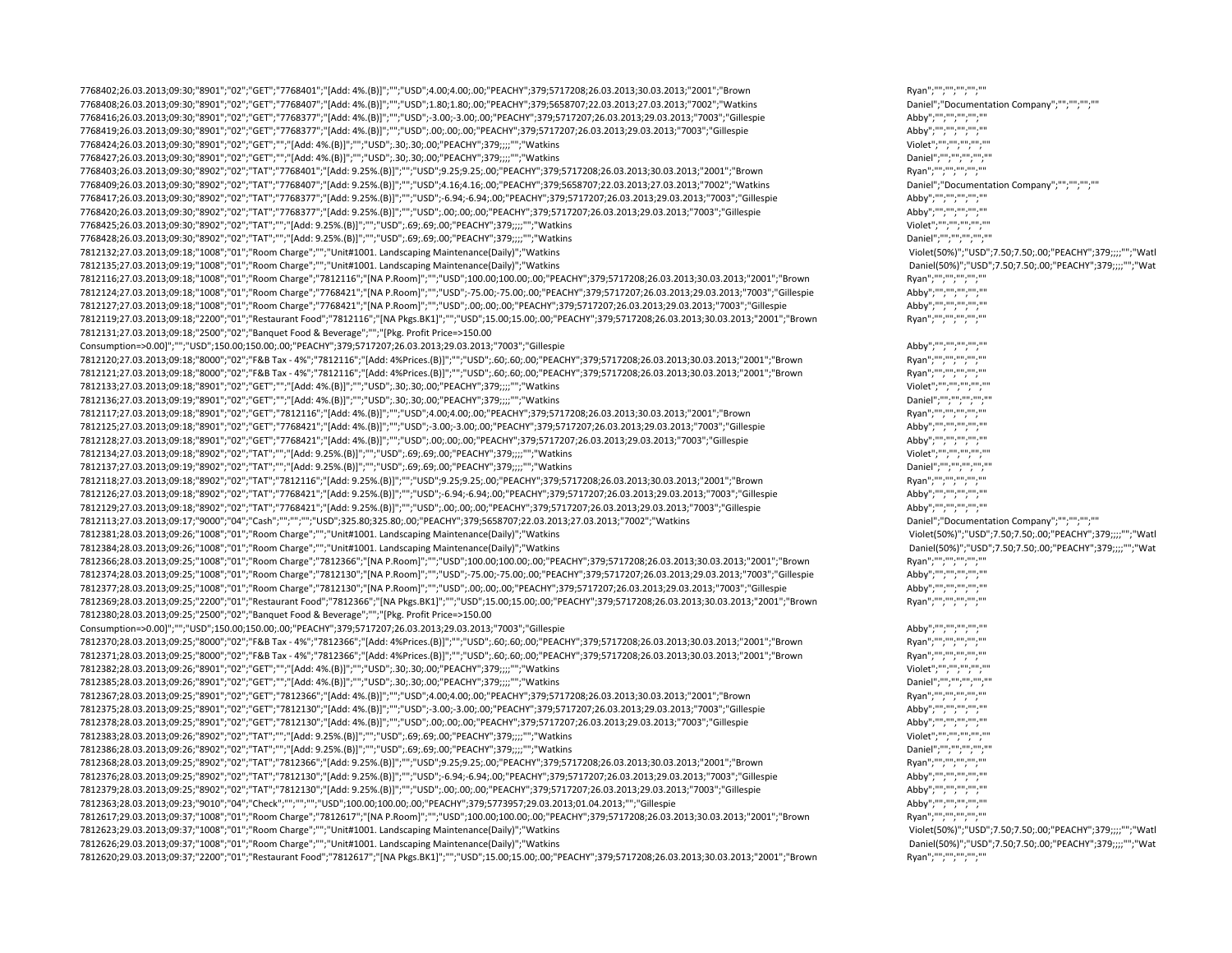```
7768402;26.03.2013;09:30;"8901";"02";"GET";"7768401";"[Add: 4%.(B)]";"";"USD";4.00;4.00;.00;"PEACHY";379;5717208;26.03.2013;30.03.2013;"2001";"Brown                                                                                          Ryan";"";"";"";"";""
7768408;26.03.2013;09:30;"8901";"02";"GET";"7768407";"[Add: 4%.(B)]";"";"USD";1.80;1.80;.00;"PEACHY";379;5658707;22.03.2013;27.03.2013;"7002";"Watkins                                                                                        Daniel";"Documentation Company";"";"";"";""
7768416;26.03.2013;09:30;"8901";"02";"GET";"7768377";"[Add: 4%.(B)]";"";"USD";-3.00;-3.00;.00;"PEACHY";379;5717207;26.03.2013;29.03.2013;"7003";"Gillespie                                                                                   Abby";"";"";"";"";""
7768419;26.03.2013;09:30;"8901";"02";"GET";"7768377";"[Add: 4%.(B)]";"";"USD";.00;.00;.00;"PEACHY";379;5717207;26.03.2013;29.03.2013;"7003";"Gillespie                                                                                      Abby";"";"";"";"";""
7768424;26.03.2013;09:30;"8901";"02";"GET";"";"[Add: 4%.(B)]";"";"USD";.30;.30;.00;"PEACHY";379;;;;"";"Watkins                                                                                                                           Violet";"";"";"";"";""
7768427;26.03.2013;09:30;"8901";"02";"GET";"";"[Add: 4%.(B)]";"";"USD";.30;.30;.00;"PEACHY";379;;;;"";"Watkins                                                                                                                           Daniel";"";"";"";"";""
7768403;26.03.2013;09:30;"8902";"02";"TAT";"7768401";"[Add: 9.25%.(B)]";"";"USD";9.25;9.25;.00;"PEACHY";379;5717208;26.03.2013;30.03.2013;"2001";"Brown                                                                                     Ryan";"";"";"";"";""
7768409;26.03.2013;09:30;"8902";"02";"TAT";"7768407";"[Add: 9.25%.(B)]";"";"USD";4.16;4.16;.00;"PEACHY";379;5658707;22.03.2013;27.03.2013;"7002";"Watkins                                                                                   Daniel";"Documentation Company";"";"";"";""
7768417;26.03.2013;09:30;"8902";"02";"TAT";"7768377";"[Add: 9.25%.(B)]";"";"USD";-6.94;-6.94;.00;"PEACHY";379;5717207;26.03.2013;29.03.2013;"7003";"Gillespie                                                                              Abby";"";"";"";"";""
7768420;26.03.2013;09:30;"8902";"02";"TAT";"7768377";"[Add: 9.25%.(B)]";"";"USD";.00;.00;.00;"PEACHY";379;5717207;26.03.2013;29.03.2013;"7003";"Gillespie                                                                                 Abby";"";"";"";"";""
7768425;26.03.2013;09:30;"8902";"02";"TAT";"";"[Add: 9.25%.(B)]";"";"USD";.69;.69;.00;"PEACHY";379;;;;"";"Watkins                                                                                                                      Violet";"";"";"";"";""
7768428;26.03.2013;09:30;"8902";"02";"TAT";"";"[Add: 9.25%.(B)]";"";"USD";.69;.69;.00;"PEACHY";379;;;;"";"Watkins                                                                                                                      Daniel";"";"";"";"";""
7812132;27.03.2013;09:18;"1008";"01";"Room Charge";"";"Unit#1001. Landscaping Maintenance(Daily)";"Watkins                                                                                                                      Violet(50%)";"USD";7.50;7.50;.00;"PEACHY";379;;;;"";"Watl
7812135;27.03.2013;09:19;"1008";"01";"Room Charge";"";"Unit#1001. Landscaping Maintenance(Daily)";"Watkins                                                                                                                      Daniel(50%)";"USD";7.50;7.50;.00;"PEACHY";379;;;;"";"Wat
7812116;27.03.2013;09:18;"1008";"01";"Room Charge";"7812116";"[NA P.Room]";"";"USD";100.00;100.00;.00;"PEACHY";379;5717208;26.03.2013;30.03.2013;"2001";"Brown                                                                          Ryan";"";"";"";"";""
7812124;27.03.2013;09:18;"1008";"01";"Room Charge";"7768421";"[NA P.Room]";"";"USD";-75.00;-75.00;.00;"PEACHY";379;5717207;26.03.2013;29.03.2013;"7003";"Gillespie                                                                     Abby";"";"";"";"";""
7812127;27.03.2013;09:18;"1008";"01";"Room Charge";"7768421";"[NA P.Room]";"";"USD";.00;.00;.00;"PEACHY";379;5717207;26.03.2013;29.03.2013;"7003";"Gillespie                                                                            Abby";"";"";"";"";""
7812119;27.03.2013;09:18;"2200";"01";"Restaurant Food";"7812116";"[NA Pkgs.BK1]";"";"USD";15.00;15.00;.00;"PEACHY";379;5717208;26.03.2013;30.03.2013;"2001";"Brown                                                                      Ryan";"";"";"";"";""
7812131;27.03.2013;09:18;"2500";"02";"Banquet Food & Beverage";"";"[Pkg. Profit Price=>150.00
Consumption=>0.00]";"";"USD";150.00;150.00;.00;"PEACHY";379;5717207;26.03.2013;29.03.2013;"7003";"Gillespie                                                                                                               Abby";"";"";"";"";""
7812120;27.03.2013;09:18;"8000";"02";"F&B Tax - 4%";"7812116";"[Add: 4%Prices.(B)]";"";"USD";.60;.60;.00;"PEACHY";379;5717208;26.03.2013;30.03.2013;"2001";"Brown                                                                   Ryan";"";"";"";"";""
7812121;27.03.2013;09:18;"8000";"02";"F&B Tax - 4%";"7812116";"[Add: 4%Prices.(B)]";"";"USD";.60;.60;.00;"PEACHY";379;5717208;26.03.2013;30.03.2013;"2001";"Brown                                                                   Ryan";"";"";"";"";""
7812133;27.03.2013;09:18;"8901";"02";"GET";"";"[Add: 4%.(B)]";"";"USD";.30;.30;.00;"PEACHY";379;;;;"";"Watkins                                                                                                                           Violet";"";"";"";"";""
7812136;27.03.2013;09:19;"8901";"02";"GET";"";"[Add: 4%.(B)]";"";"USD";.30;.30;.00;"PEACHY";379;;;;"";"Watkins                                                                                                                           Daniel";"";"";"";"";""
7812117;27.03.2013;09:18;"8901";"02";"GET";"7812116";"[Add: 4%.(B)]";"";"USD";4.00;4.00;.00;"PEACHY";379;5717208;26.03.2013;30.03.2013;"2001";"Brown                                                                                          Ryan";"";"";"";"";""
7812125;27.03.2013;09:18;"8901";"02";"GET";"7768421";"[Add: 4%.(B)]";"";"USD";-3.00;-3.00;.00;"PEACHY";379;5717207;26.03.2013;29.03.2013;"7003";"Gillespie                                                                                   Abby";"";"";"";"";""
7812128;27.03.2013;09:18;"8901";"02";"GET";"7768421";"[Add: 4%.(B)]";"";"USD";.00;.00;.00;"PEACHY";379;5717207;26.03.2013;29.03.2013;"7003";"Gillespie                                                                                      Abby";"";"";"";"";""
7812134;27.03.2013;09:18;"8902";"02";"TAT";"";"[Add: 9.25%.(B)]";"";"USD";.69;.69;.00;"PEACHY";379;;;;"";"Watkins                                                                                                                      Violet";"";"";"";"";""
7812137;27.03.2013;09:19;"8902";"02";"TAT";"";"[Add: 9.25%.(B)]";"";"USD";.69;.69;.00;"PEACHY";379;;;;"";"Watkins                                                                                                                      Daniel";"";"";"";"";""
7812118;27.03.2013;09:18;"8902";"02";"TAT";"7812116";"[Add: 9.25%.(B)]";"";"USD";9.25;9.25;.00;"PEACHY";379;5717208;26.03.2013;30.03.2013;"2001";"Brown                                                                                     Ryan";"";"";"";"";""
7812126;27.03.2013;09:18;"8902";"02";"TAT";"7768421";"[Add: 9.25%.(B)]";"";"USD";-6.94;-6.94;.00;"PEACHY";379;5717207;26.03.2013;29.03.2013;"7003";"Gillespie                                                                              Abby";"";"";"";"";""
7812129;27.03.2013;09:18;"8902";"02";"TAT";"7768421";"[Add: 9.25%.(B)]";"";"USD";.00;.00;.00;"PEACHY";379;5717207;26.03.2013;29.03.2013;"7003";"Gillespie                                                                                 Abby";"";"";"";"";""
7812113;27.03.2013;09:17;"9000";"04";"Cash";"";"";"";"USD";325.80;325.80;.00;"PEACHY";379;5658707;22.03.2013;27.03.2013;"7002";"Watkins                                                                                      Daniel";"Documentation Company";"";"";"";""
7812381;28.03.2013;09:26;"1008";"01";"Room Charge";"";"Unit#1001. Landscaping Maintenance(Daily)";"Watkins                                                                                                                      Violet(50%)";"USD";7.50;7.50;.00;"PEACHY";379;;;;"";"Watl
7812384;28.03.2013;09:26;"1008";"01";"Room Charge";"";"Unit#1001. Landscaping Maintenance(Daily)";"Watkins                                                                                                                      Daniel(50%)";"USD";7.50;7.50;.00;"PEACHY";379;;;;"";"Wat
7812366;28.03.2013;09:25;"1008";"01";"Room Charge";"7812366";"[NA P.Room]";"";"USD";100.00;100.00;.00;"PEACHY";379;5717208;26.03.2013;30.03.2013;"2001";"Brown                                                                          Ryan";"";"";"";"";""
7812374;28.03.2013;09:25;"1008";"01";"Room Charge";"7812130";"[NA P.Room]";"";"USD";-75.00;-75.00;.00;"PEACHY";379;5717207;26.03.2013;29.03.2013;"7003";"Gillespie                                                                     Abby";"";"";"";"";""
7812377;28.03.2013;09:25;"1008";"01";"Room Charge";"7812130";"[NA P.Room]";"";"USD";.00;.00;.00;"PEACHY";379;5717207;26.03.2013;29.03.2013;"7003";"Gillespie                                                                            Abby";"";"";"";"";""
7812369;28.03.2013;09:25;"2200";"01";"Restaurant Food";"7812366";"[NA Pkgs.BK1]";"";"USD";15.00;15.00;.00;"PEACHY";379;5717208;26.03.2013;30.03.2013;"2001";"Brown                                                                      Ryan";"";"";"";"";""
7812380;28.03.2013;09:25;"2500";"02";"Banquet Food & Beverage";"";"[Pkg. Profit Price=>150.00
Consumption=>0.00]";"";"USD";150.00;150.00;.00;"PEACHY";379;5717207;26.03.2013;29.03.2013;"7003";"Gillespie                                                                                                               Abby";"";"";"";"";""
7812370;28.03.2013;09:25;"8000";"02";"F&B Tax - 4%";"7812366";"[Add: 4%Prices.(B)]";"";"USD";.60;.60;.00;"PEACHY";379;5717208;26.03.2013;30.03.2013;"2001";"Brown                                                                   Ryan";"";"";"";"";""
7812371;28.03.2013;09:25;"8000";"02";"F&B Tax - 4%";"7812366";"[Add: 4%Prices.(B)]";"";"USD";.60;.60;.00;"PEACHY";379;5717208;26.03.2013;30.03.2013;"2001";"Brown                                                                   Ryan";"";"";"";"";""
7812382;28.03.2013;09:26;"8901";"02";"GET";"";"[Add: 4%.(B)]";"";"USD";.30;.30;.00;"PEACHY";379;;;;"";"Watkins                                                                                                                           Violet";"";"";"";"";""
7812385;28.03.2013;09:26;"8901";"02";"GET";"";"[Add: 4%.(B)]";"";"USD";.30;.30;.00;"PEACHY";379;;;;"";"Watkins                                                                                                                           Daniel";"";"";"";"";""
7812367;28.03.2013;09:25;"8901";"02";"GET";"7812366";"[Add: 4%.(B)]";"";"USD";4.00;4.00;.00;"PEACHY";379;5717208;26.03.2013;30.03.2013;"2001";"Brown                                                                                          Ryan";"";"";"";"";""
7812375;28.03.2013;09:25;"8901";"02";"GET";"7812130";"[Add: 4%.(B)]";"";"USD";-3.00;-3.00;.00;"PEACHY";379;5717207;26.03.2013;29.03.2013;"7003";"Gillespie                                                                                   Abby";"";"";"";"";""
7812378;28.03.2013;09:25;"8901";"02";"GET";"7812130";"[Add: 4%.(B)]";"";"USD";.00;.00;.00;"PEACHY";379;5717207;26.03.2013;29.03.2013;"7003";"Gillespie                                                                                      Abby";"";"";"";"";""
7812383;28.03.2013;09:26;"8902";"02";"TAT";"";"[Add: 9.25%.(B)]";"";"USD";.69;.69;.00;"PEACHY";379;;;;"";"Watkins                                                                                                                      Violet";"";"";"";"";""
7812386;28.03.2013;09:26;"8902";"02";"TAT";"";"[Add: 9.25%.(B)]";"";"USD";.69;.69;.00;"PEACHY";379;;;;"";"Watkins                                                                                                                      Daniel";"";"";"";"";""
7812368;28.03.2013;09:25;"8902";"02";"TAT";"7812366";"[Add: 9.25%.(B)]";"";"USD";9.25;9.25;.00;"PEACHY";379;5717208;26.03.2013;30.03.2013;"2001";"Brown                                                                                     Ryan";"";"";"";"";""
7812376;28.03.2013;09:25;"8902";"02";"TAT";"7812130";"[Add: 9.25%.(B)]";"";"USD";-6.94;-6.94;.00;"PEACHY";379;5717207;26.03.2013;29.03.2013;"7003";"Gillespie                                                                              Abby";"";"";"";"";""
7812379;28.03.2013;09:25;"8902";"02";"TAT";"7812130";"[Add: 9.25%.(B)]";"";"USD";.00;.00;.00;"PEACHY";379;5717207;26.03.2013;29.03.2013;"7003";"Gillespie                                                                                 Abby";"";"";"";"";""
7812363;28.03.2013;09:23;"9010";"04";"Check";"";"";"";"USD";100.00;100.00;.00;"PEACHY";379;5773957;29.03.2013;01.04.2013;"";"Gillespie                                                                                        Abby";"";"";"";"";""
7812617;29.03.2013;09:37;"1008";"01";"Room Charge";"7812617";"[NA P.Room]";"";"USD";100.00;100.00;.00;"PEACHY";379;5717208;26.03.2013;30.03.2013;"2001";"Brown                                                                          Ryan";"";"";"";"";""
7812623;29.03.2013;09:37;"1008";"01";"Room Charge";"";"Unit#1001. Landscaping Maintenance(Daily)";"Watkins                                                                                                                      Violet(50%)";"USD";7.50;7.50;.00;"PEACHY";379;;;;"";"Watl
7812626;29.03.2013;09:37;"1008";"01";"Room Charge";"";"Unit#1001. Landscaping Maintenance(Daily)";"Watkins                                                                                                                      Daniel(50%)";"USD";7.50;7.50;.00;"PEACHY";379;;;;"";"Wat
7812620;29.03.2013;09:37;"2200";"01";"Restaurant Food";"7812617";"[NA Pkgs.BK1]";"";"USD";15.00;15.00;.00;"PEACHY";379;5717208;26.03.2013;30.03.2013;"2001";"Brown                                                                      Ryan";"";"";"";"";""
```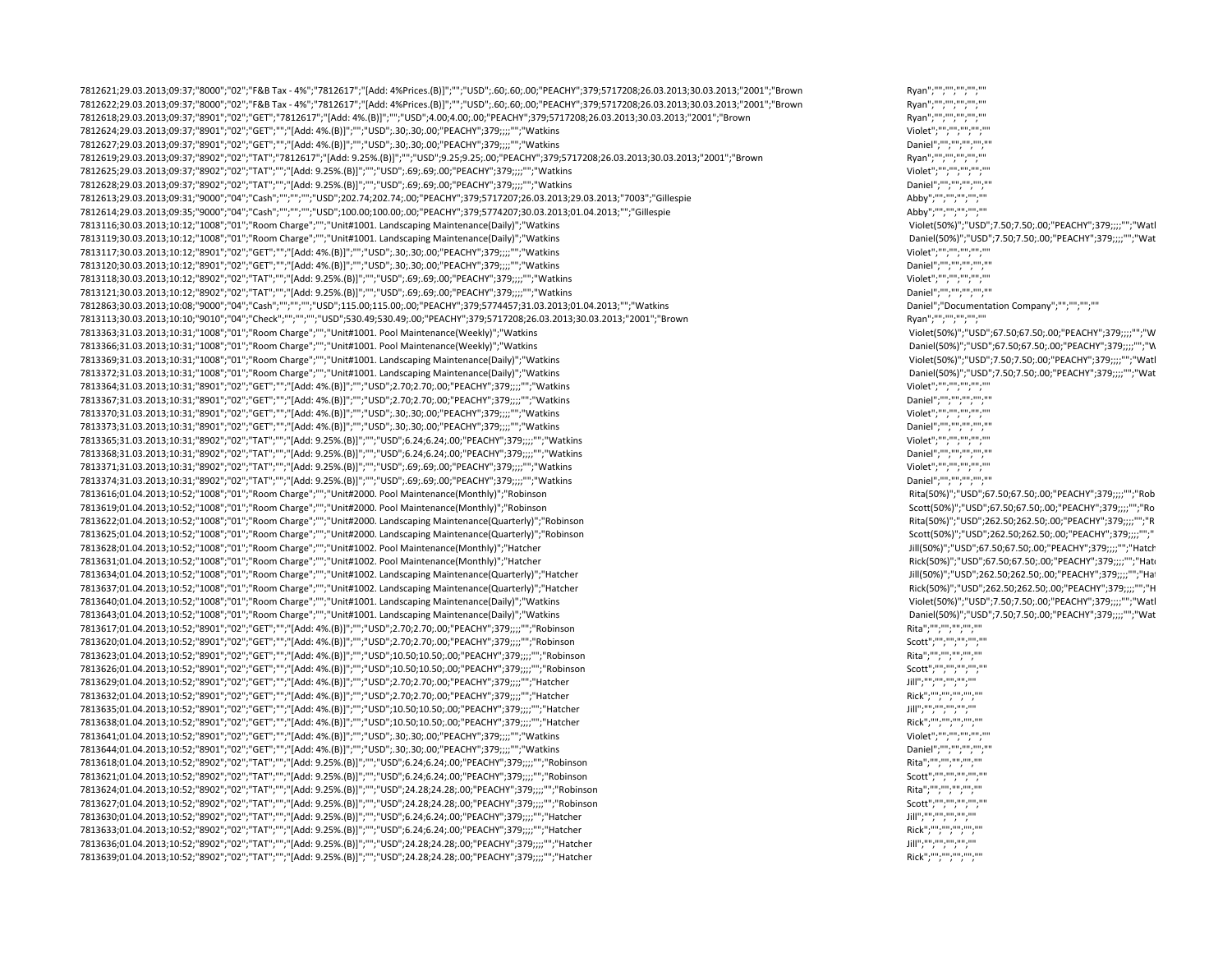```
7812621;29.03.2013;09:37;"8000";"02";"F&B Tax - 4%";"7812617";"[Add: 4%Prices.(B)]";"";"USD";.60;.60;.00;"PEACHY";379;5717208;26.03.2013;30.03.2013;"2001";"Brown    Ryan";"";"";"";"";""
7812622;29.03.2013;09:37;"8000";"02";"F&B Tax - 4%";"7812617";"[Add: 4%Prices.(B)]";"";"USD";.60;.60;.00;"PEACHY";379;5717208;26.03.2013;30.03.2013;"2001";"Brown    Ryan";"";"";"";"";""
7812618;29.03.2013;09:37;"8901";"02";"GET";"7812617";"[Add: 4%.(B)]";"";"USD";4.00;4.00;.00;"PEACHY";379;5717208;26.03.2013;30.03.2013;"2001";"Brown    Ryan";"";"";"";"";""
7812624;29.03.2013;09:37;"8901";"02";"GET";"";"[Add: 4%.(B)]";"";"USD";.30;.30;.00;"PEACHY";379;;;;"";"Watkins    Violet";"";"";"";"";""
7812627;29.03.2013;09:37;"8901";"02";"GET";"";"[Add: 4%.(B)]";"";"USD";.30;.30;.00;"PEACHY";379;;;;"";"Watkins    Daniel";"";"";"";"";""
7812619;29.03.2013;09:37;"8902";"02";"TAT";"7812617";"[Add: 9.25%.(B)]";"";"USD";9.25;9.25;.00;"PEACHY";379;5717208;26.03.2013;30.03.2013;"2001";"Brown    Ryan";"";"";"";"";""
7812625;29.03.2013;09:37;"8902";"02";"TAT";"";"[Add: 9.25%.(B)]";"";"USD";.69;.69;.00;"PEACHY";379;;;;"";"Watkins    Violet";"";"";"";"";""
7812628;29.03.2013;09:37;"8902";"02";"TAT";"";"[Add: 9.25%.(B)]";"";"USD";.69;.69;.00;"PEACHY";379;;;;"";"Watkins    Daniel";"";"";"";"";""
7812613;29.03.2013;09:31;"9000";"04";"Cash";"";"";"";"USD";202.74;202.74;.00;"PEACHY";379;5717207;26.03.2013;29.03.2013;"7003";"Gillespie    Abby";"";"";"";"";""
7812614;29.03.2013;09:35;"9000";"04";"Cash";"";"";"";"USD";100.00;100.00;.00;"PEACHY";379;5774207;30.03.2013;01.04.2013;"";"Gillespie    Abby";"";"";"";"";""
7813116;30.03.2013;10:12;"1008";"01";"Room Charge";"";"Unit#1001. Landscaping Maintenance(Daily)";"Watkins    Violet(50%)";"USD";7.50;7.50;.00;"PEACHY";379;;;;"";"Watl
7813119;30.03.2013;10:12;"1008";"01";"Room Charge";"";"Unit#1001. Landscaping Maintenance(Daily)";"Watkins    Daniel(50%)";"USD";7.50;7.50;.00;"PEACHY";379;;;;"";"Wat
7813117;30.03.2013;10:12;"8901";"02";"GET";"";"[Add: 4%.(B)]";"";"USD";.30;.30;.00;"PEACHY";379;;;;"";"Watkins    Violet";"";"";"";"";""
7813120;30.03.2013;10:12;"8901";"02";"GET";"";"[Add: 4%.(B)]";"";"USD";.30;.30;.00;"PEACHY";379;;;;"";"Watkins    Daniel";"";"";"";"";""
7813118;30.03.2013;10:12;"8902";"02";"TAT";"";"[Add: 9.25%.(B)]";"";"USD";.69;.69;.00;"PEACHY";379;;;;"";"Watkins    Violet";"";"";"";"";""
7813121;30.03.2013;10:12;"8902";"02";"TAT";"";"[Add: 9.25%.(B)]";"";"USD";.69;.69;.00;"PEACHY";379;;;;"";"Watkins    Daniel";"";"";"";"";""
7812863;30.03.2013;10:08;"9000";"04";"Cash";"";"";"";"USD";115.00;115.00;.00;"PEACHY";379;5774457;31.03.2013;01.04.2013;"";"Watkins    Daniel";"Documentation Company";"";"";"";""
7813113;30.03.2013;10:10;"9010";"04";"Check";"";"";"";"USD";530.49;530.49;.00;"PEACHY";379;5717208;26.03.2013;30.03.2013;"2001";"Brown    Ryan";"";"";"";"";""
7813363;31.03.2013;10:31;"1008";"01";"Room Charge";"";"Unit#1001. Pool Maintenance(Weekly)";"Watkins    Violet(50%)";"USD";67.50;67.50;.00;"PEACHY";379;;;;"";"W
7813366;31.03.2013;10:31;"1008";"01";"Room Charge";"";"Unit#1001. Pool Maintenance(Weekly)";"Watkins    Daniel(50%)";"USD";67.50;67.50;.00;"PEACHY";379;;;;"";"W
7813369;31.03.2013;10:31;"1008";"01";"Room Charge";"";"Unit#1001. Landscaping Maintenance(Daily)";"Watkins    Violet(50%)";"USD";7.50;7.50;.00;"PEACHY";379;;;;"";"Watl
7813372;31.03.2013;10:31;"1008";"01";"Room Charge";"";"Unit#1001. Landscaping Maintenance(Daily)";"Watkins    Daniel(50%)";"USD";7.50;7.50;.00;"PEACHY";379;;;;"";"Wat
7813364;31.03.2013;10:31;"8901";"02";"GET";"";"[Add: 4%.(B)]";"";"USD";2.70;2.70;.00;"PEACHY";379;;;;"";"Watkins    Violet";"";"";"";"";""
7813367;31.03.2013;10:31;"8901";"02";"GET";"";"[Add: 4%.(B)]";"";"USD";2.70;2.70;.00;"PEACHY";379;;;;"";"Watkins    Daniel";"";"";"";"";""
7813370;31.03.2013;10:31;"8901";"02";"GET";"";"[Add: 4%.(B)]";"";"USD";.30;.30;.00;"PEACHY";379;;;;"";"Watkins    Violet";"";"";"";"";""
7813373;31.03.2013;10:31;"8901";"02";"GET";"";"[Add: 4%.(B)]";"";"USD";.30;.30;.00;"PEACHY";379;;;;"";"Watkins    Daniel";"";"";"";"";""
7813365;31.03.2013;10:31;"8902";"02";"TAT";"";"[Add: 9.25%.(B)]";"";"USD";6.24;6.24;.00;"PEACHY";379;;;;"";"Watkins    Violet";"";"";"";"";""
7813368;31.03.2013;10:31;"8902";"02";"TAT";"";"[Add: 9.25%.(B)]";"";"USD";6.24;6.24;.00;"PEACHY";379;;;;"";"Watkins    Daniel";"";"";"";"";""
7813371;31.03.2013;10:31;"8902";"02";"TAT";"";"[Add: 9.25%.(B)]";"";"USD";.69;.69;.00;"PEACHY";379;;;;"";"Watkins    Violet";"";"";"";"";""
7813374;31.03.2013;10:31;"8902";"02";"TAT";"";"[Add: 9.25%.(B)]";"";"USD";.69;.69;.00;"PEACHY";379;;;;"";"Watkins    Daniel";"";"";"";"";""
7813616;01.04.2013;10:52;"1008";"01";"Room Charge";"";"Unit#2000. Pool Maintenance(Monthly)";"Robinson    Rita(50%)";"USD";67.50;67.50;.00;"PEACHY";379;;;;"";"Rob
7813619;01.04.2013;10:52;"1008";"01";"Room Charge";"";"Unit#2000. Pool Maintenance(Monthly)";"Robinson    Scott(50%)";"USD";67.50;67.50;.00;"PEACHY";379;;;;"";"Ro
7813622;01.04.2013;10:52;"1008";"01";"Room Charge";"";"Unit#2000. Landscaping Maintenance(Quarterly)";"Robinson    Rita(50%)";"USD";262.50;262.50;.00;"PEACHY";379;;;;"";"R
7813625;01.04.2013;10:52;"1008";"01";"Room Charge";"";"Unit#2000. Landscaping Maintenance(Quarterly)";"Robinson    Scott(50%)";"USD";262.50;262.50;.00;"PEACHY";379;;;;"";"
7813628;01.04.2013;10:52;"1008";"01";"Room Charge";"";"Unit#1002. Pool Maintenance(Monthly)";"Hatcher    Jill(50%)";"USD";67.50;67.50;.00;"PEACHY";379;;;;"";"Hatch
7813631;01.04.2013;10:52;"1008";"01";"Room Charge";"";"Unit#1002. Pool Maintenance(Monthly)";"Hatcher    Rick(50%)";"USD";67.50;67.50;.00;"PEACHY";379;;;;"";"Hat
7813634;01.04.2013;10:52;"1008";"01";"Room Charge";"";"Unit#1002. Landscaping Maintenance(Quarterly)";"Hatcher    Jill(50%)";"USD";262.50;262.50;.00;"PEACHY";379;;;;"";"Ha
7813637;01.04.2013;10:52;"1008";"01";"Room Charge";"";"Unit#1002. Landscaping Maintenance(Quarterly)";"Hatcher    Rick(50%)";"USD";262.50;262.50;.00;"PEACHY";379;;;;"";"H
7813640;01.04.2013;10:52;"1008";"01";"Room Charge";"";"Unit#1001. Landscaping Maintenance(Daily)";"Watkins    Violet(50%)";"USD";7.50;7.50;.00;"PEACHY";379;;;;"";"Watl
7813643;01.04.2013;10:52;"1008";"01";"Room Charge";"";"Unit#1001. Landscaping Maintenance(Daily)";"Watkins    Daniel(50%)";"USD";7.50;7.50;.00;"PEACHY";379;;;;"";"Wat
7813617;01.04.2013;10:52;"8901";"02";"GET";"";"[Add: 4%.(B)]";"";"USD";2.70;2.70;.00;"PEACHY";379;;;;"";"Robinson    Rita";"";"";"";"";""
7813620;01.04.2013;10:52;"8901";"02";"GET";"";"[Add: 4%.(B)]";"";"USD";2.70;2.70;.00;"PEACHY";379;;;;"";"Robinson    Scott";"";"";"";"";""
7813623;01.04.2013;10:52;"8901";"02";"GET";"";"[Add: 4%.(B)]";"";"USD";10.50;10.50;.00;"PEACHY";379;;;;"";"Robinson    Rita";"";"";"";"";""
7813626;01.04.2013;10:52;"8901";"02";"GET";"";"[Add: 4%.(B)]";"";"USD";10.50;10.50;.00;"PEACHY";379;;;;"";"Robinson    Scott";"";"";"";"";""
7813629;01.04.2013;10:52;"8901";"02";"GET";"";"[Add: 4%.(B)]";"";"USD";2.70;2.70;.00;"PEACHY";379;;;;"";"Hatcher    Jill";"";"";"";"";""
7813632;01.04.2013;10:52;"8901";"02";"GET";"";"[Add: 4%.(B)]";"";"USD";2.70;2.70;.00;"PEACHY";379;;;;"";"Hatcher    Rick";"";"";"";"";""
7813635;01.04.2013;10:52;"8901";"02";"GET";"";"[Add: 4%.(B)]";"";"USD";10.50;10.50;.00;"PEACHY";379;;;;"";"Hatcher    Jill";"";"";"";"";""
7813638;01.04.2013;10:52;"8901";"02";"GET";"";"[Add: 4%.(B)]";"";"USD";10.50;10.50;.00;"PEACHY";379;;;;"";"Hatcher    Rick";"";"";"";"";""
7813641;01.04.2013;10:52;"8901";"02";"GET";"";"[Add: 4%.(B)]";"";"USD";.30;.30;.00;"PEACHY";379;;;;"";"Watkins    Violet";"";"";"";"";""
7813644;01.04.2013;10:52;"8901";"02";"GET";"";"[Add: 4%.(B)]";"";"USD";.30;.30;.00;"PEACHY";379;;;;"";"Watkins    Daniel";"";"";"";"";""
7813618;01.04.2013;10:52;"8902";"02";"TAT";"";"[Add: 9.25%.(B)]";"";"USD";6.24;6.24;.00;"PEACHY";379;;;;"";"Robinson    Rita";"";"";"";"";""
7813621;01.04.2013;10:52;"8902";"02";"TAT";"";"[Add: 9.25%.(B)]";"";"USD";6.24;6.24;.00;"PEACHY";379;;;;"";"Robinson    Scott";"";"";"";"";""
7813624;01.04.2013;10:52;"8902";"02";"TAT";"";"[Add: 9.25%.(B)]";"";"USD";24.28;24.28;.00;"PEACHY";379;;;;"";"Robinson    Rita";"";"";"";"";""
7813627;01.04.2013;10:52;"8902";"02";"TAT";"";"[Add: 9.25%.(B)]";"";"USD";24.28;24.28;.00;"PEACHY";379;;;;"";"Robinson    Scott";"";"";"";"";""
7813630;01.04.2013;10:52;"8902";"02";"TAT";"";"[Add: 9.25%.(B)]";"";"USD";6.24;6.24;.00;"PEACHY";379;;;;"";"Hatcher    Jill";"";"";"";"";""
7813633;01.04.2013;10:52;"8902";"02";"TAT";"";"[Add: 9.25%.(B)]";"";"USD";6.24;6.24;.00;"PEACHY";379;;;;"";"Hatcher    Rick";"";"";"";"";""
7813636;01.04.2013;10:52;"8902";"02";"TAT";"";"[Add: 9.25%.(B)]";"";"USD";24.28;24.28;.00;"PEACHY";379;;;;"";"Hatcher    Jill";"";"";"";"";""
7813639;01.04.2013;10:52;"8902";"02";"TAT";"";"[Add: 9.25%.(B)]";"";"USD";24.28;24.28;.00;"PEACHY";379;;;;"";"Hatcher    Rick";"";"";"";"";""
```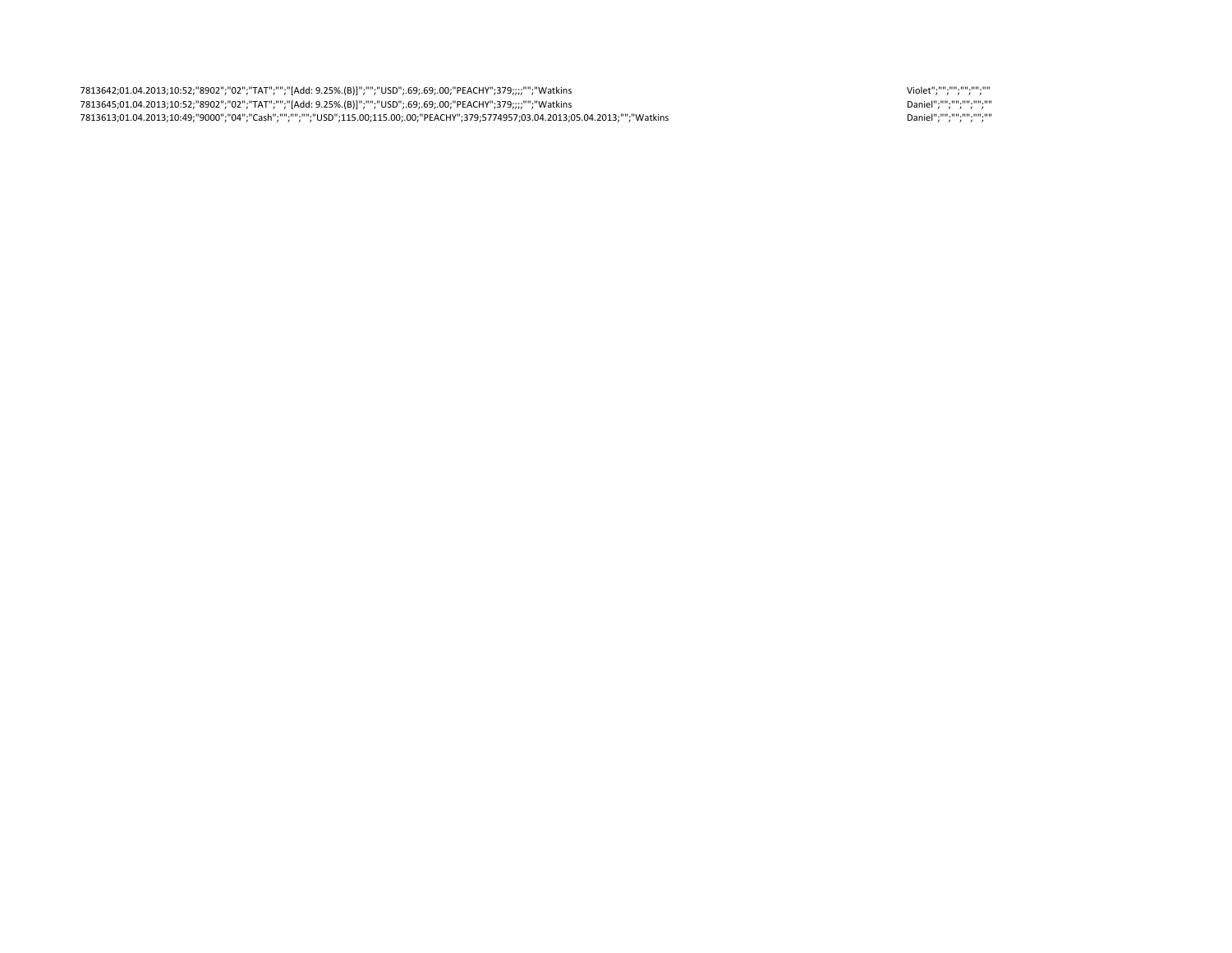7813642;01.04.2013;10:52;"8902";"02";"TAT";"";"[Add: 9.25%.(B)]";"";"USD";.69;.69;.00;"PEACHY";379;;;;"";"Watkins Violet";"";"";"";"";""
7813645;01.04.2013;10:52;"8902";"02";"TAT";"";"[Add: 9.25%.(B)]";"";"USD";.69;.69;.00;"PEACHY";379;;;;"";"Watkins Daniel";"";"";"";"";""
7813613;01.04.2013;10:49;"9000";"04";"Cash";"";"";"";"USD";115.00;115.00;.00;"PEACHY";379;5774957;03.04.2013;05.04.2013;"";"Watkins Daniel";"";"";"";"";""